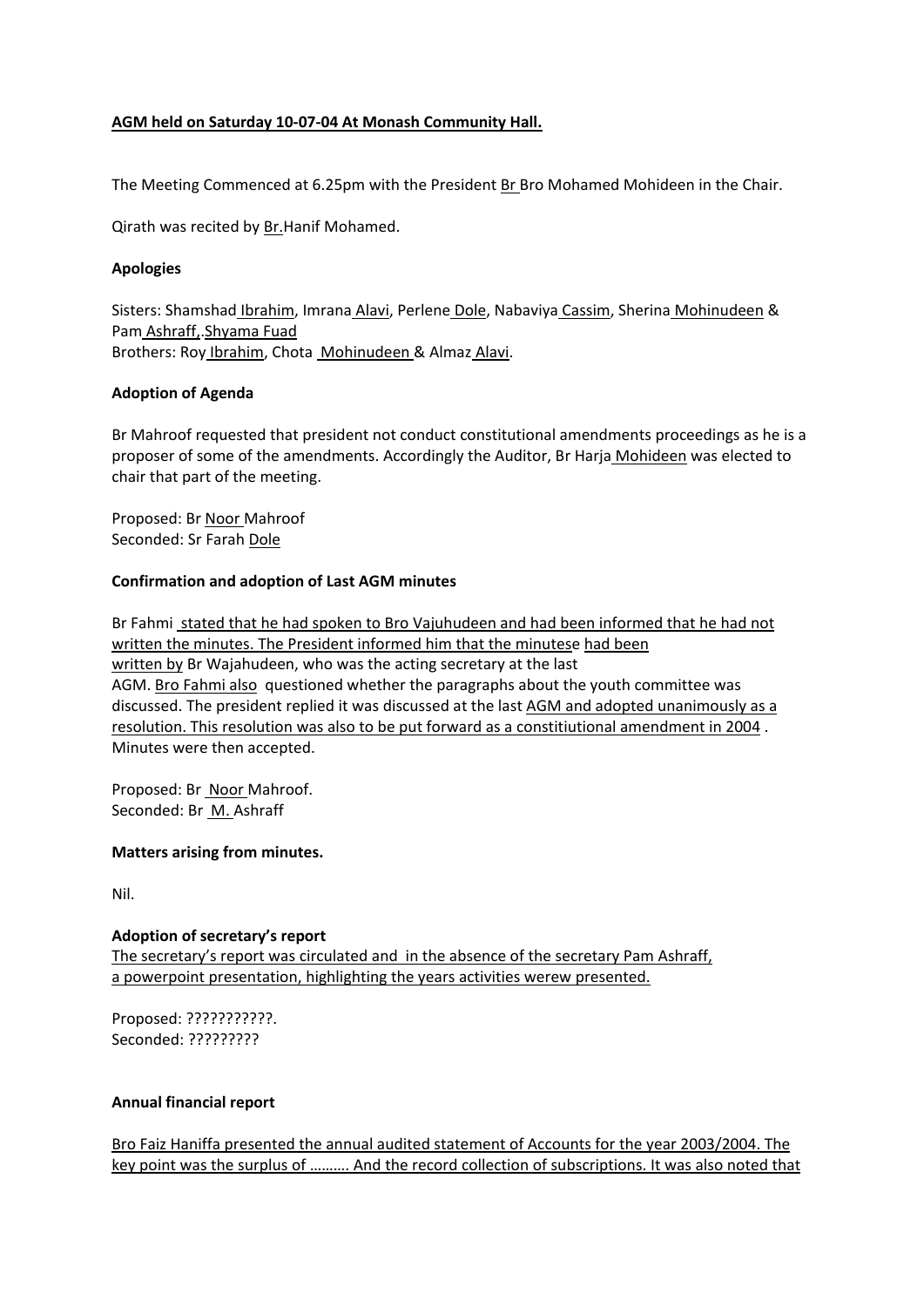**AGM held on Saturday 10-07-04 At Monash Community Hall.**

The Meeting Commenced at 6.25pm with the President Br Bro Mohamed Mohideen in the Chair.

Qirath was recited by Br.Hanif Mohamed.

**Apologies**

Sisters: Shamshad Ibrahim, Imrana Alavi, Perlene Dole, Nabaviya Cassim, Sherina Mohinudeen & Pam Ashraff,.Shyama Fuad
Brothers: Roy Ibrahim, Chota Mohinudeen & Almaz Alavi.

**Adoption of Agenda**

Br Mahroof requested that president not conduct constitutional amendments proceedings as he is a proposer of some of the amendments. Accordingly the Auditor, Br Harja Mohideen was elected to chair that part of the meeting.

Proposed: Br Noor Mahroof
Seconded: Sr Farah Dole

**Confirmation and adoption of Last AGM minutes**

Br Fahmi stated that he had spoken to Bro Vajuhudeen and had been informed that he had not written the minutes. The President informed him that the minutese had been written by Br Wajahudeen, who was the acting secretary at the last AGM. Bro Fahmi also questioned whether the paragraphs about the youth committee was discussed. The president replied it was discussed at the last AGM and adopted unanimously as a resolution. This resolution was also to be put forward as a constitiutional amendment in 2004 . Minutes were then accepted.

Proposed: Br Noor Mahroof.
Seconded: Br M. Ashraff

**Matters arising from minutes.**

Nil.

**Adoption of secretary's report**
The secretary's report was circulated and in the absence of the secretary Pam Ashraff, a powerpoint presentation, highlighting the years activities werew presented.

Proposed: ???????????.
Seconded: ?????????

**Annual financial report**

Bro Faiz Haniffa presented the annual audited statement of Accounts for the year 2003/2004. The key point was the surplus of ………. And the record collection of subscriptions. It was also noted that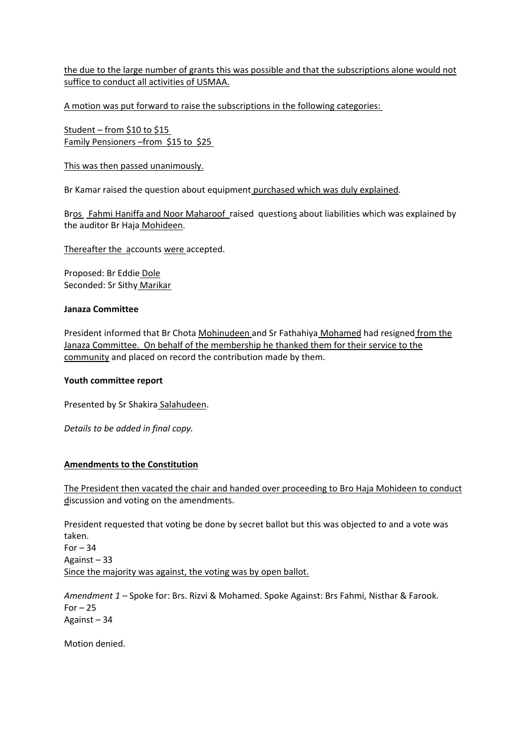the due to the large number of grants this was possible and that the subscriptions alone would not suffice to conduct all activities of USMAA.

A motion was put forward to raise the subscriptions in the following categories:

Student – from $10 to $15
Family Pensioners –from $15 to $25

This was then passed unanimously.

Br Kamar raised the question about equipment purchased which was duly explained.

Bros Fahmi Haniffa and Noor Maharoof raised questions about liabilities which was explained by the auditor Br Haja Mohideen.

Thereafter the accounts were accepted.

Proposed: Br Eddie Dole
Seconded: Sr Sithy Marikar

**Janaza Committee**

President informed that Br Chota Mohinudeen and Sr Fathahiya Mohamed had resigned from the Janaza Committee. On behalf of the membership he thanked them for their service to the community and placed on record the contribution made by them.

**Youth committee report**

Presented by Sr Shakira Salahudeen.

*Details to be added in final copy.*

**Amendments to the Constitution**

The President then vacated the chair and handed over proceeding to Bro Haja Mohideen to conduct discussion and voting on the amendments.

President requested that voting be done by secret ballot but this was objected to and a vote was taken.
For – 34
Against – 33
Since the majority was against, the voting was by open ballot.

*Amendment 1* – Spoke for: Brs. Rizvi & Mohamed. Spoke Against: Brs Fahmi, Nisthar & Farook.
For – 25
Against – 34

Motion denied.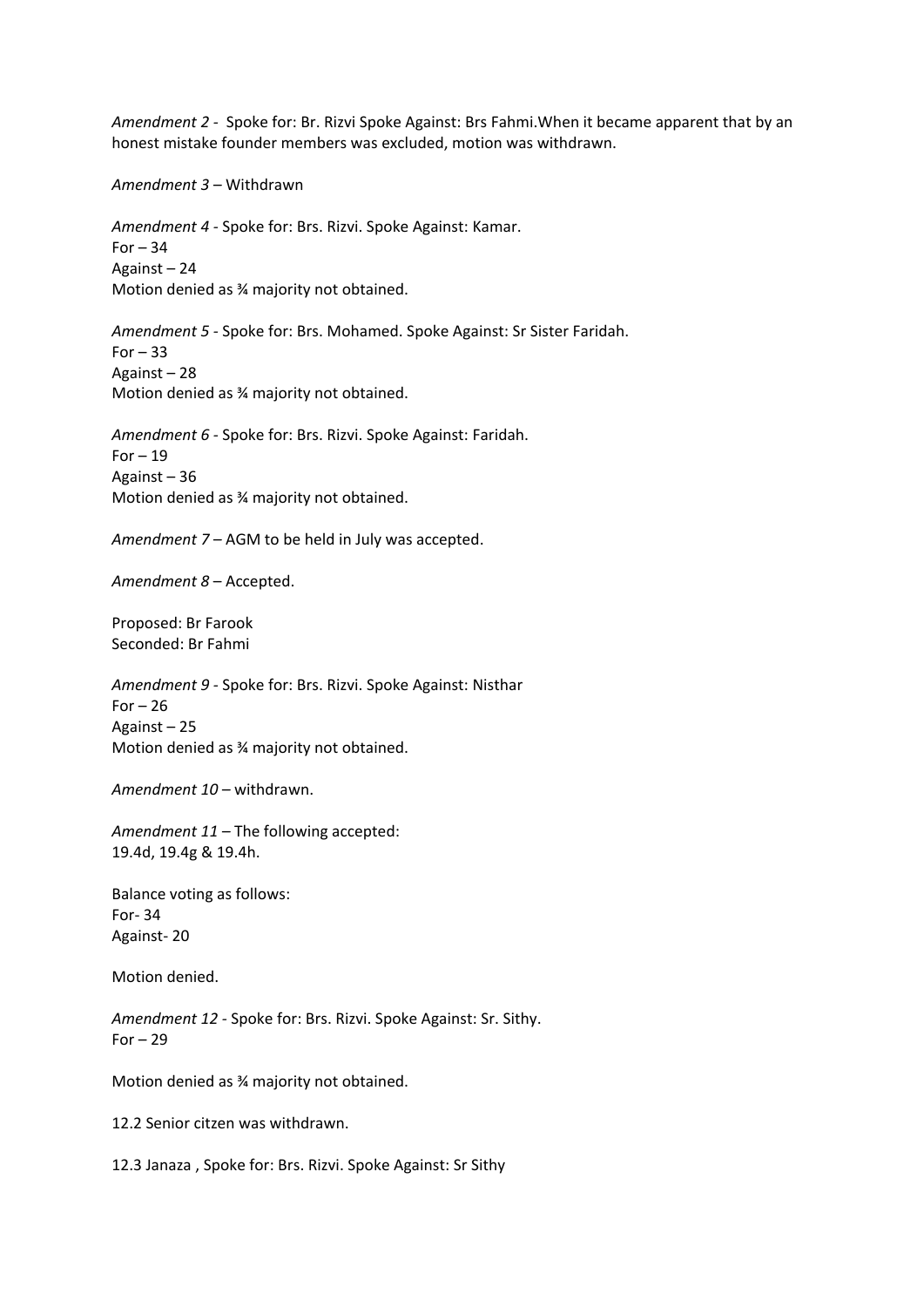*Amendment 2* - Spoke for: Br. Rizvi Spoke Against: Brs Fahmi.When it became apparent that by an honest mistake founder members was excluded, motion was withdrawn.

*Amendment 3* – Withdrawn

*Amendment 4* - Spoke for: Brs. Rizvi. Spoke Against: Kamar.
For – 34
Against – 24
Motion denied as ¾ majority not obtained.

*Amendment 5* - Spoke for: Brs. Mohamed. Spoke Against: Sr Sister Faridah.
For – 33
Against – 28
Motion denied as ¾ majority not obtained.

*Amendment 6* - Spoke for: Brs. Rizvi. Spoke Against: Faridah.
For – 19
Against – 36
Motion denied as ¾ majority not obtained.

*Amendment 7* – AGM to be held in July was accepted.

*Amendment 8* – Accepted.

Proposed: Br Farook
Seconded: Br Fahmi

*Amendment 9* - Spoke for: Brs. Rizvi. Spoke Against: Nisthar
For – 26
Against – 25
Motion denied as ¾ majority not obtained.

*Amendment 10* – withdrawn.

*Amendment 11* – The following accepted:
19.4d, 19.4g & 19.4h.

Balance voting as follows:
For- 34
Against- 20

Motion denied.

*Amendment 12* - Spoke for: Brs. Rizvi. Spoke Against: Sr. Sithy.
For – 29

Motion denied as ¾ majority not obtained.

12.2 Senior citzen was withdrawn.

12.3 Janaza , Spoke for: Brs. Rizvi. Spoke Against: Sr Sithy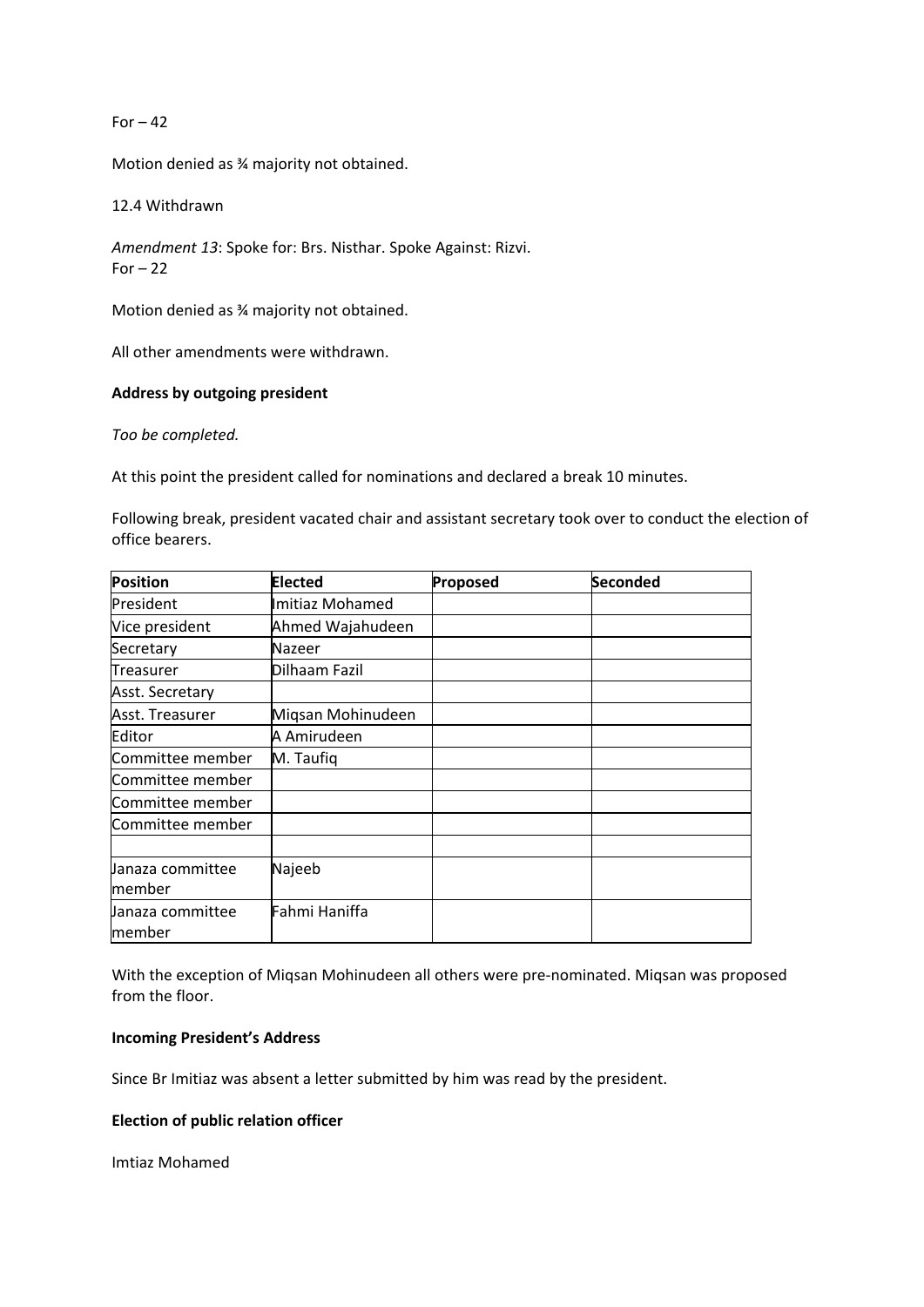For – 42

Motion denied as ¾ majority not obtained.

12.4 Withdrawn

*Amendment 13*: Spoke for: Brs. Nisthar. Spoke Against: Rizvi.
For – 22

Motion denied as ¾ majority not obtained.

All other amendments were withdrawn.

**Address by outgoing president**

*Too be completed.*

At this point the president called for nominations and declared a break 10 minutes.

Following break, president vacated chair and assistant secretary took over to conduct the election of office bearers.

| Position | Elected | Proposed | Seconded |
|---|---|---|---|
| President | Imitiaz Mohamed | | |
| Vice president | Ahmed Wajahudeen | | |
| Secretary | Nazeer | | |
| Treasurer | Dilhaam Fazil | | |
| Asst. Secretary | | | |
| Asst. Treasurer | Miqsan Mohinudeen | | |
| Editor | A Amirudeen | | |
| Committee member | M. Taufiq | | |
| Committee member | | | |
| Committee member | | | |
| Committee member | | | |
| | | | |
| Janaza committee member | Najeeb | | |
| Janaza committee member | Fahmi Haniffa | | |

With the exception of Miqsan Mohinudeen all others were pre-nominated. Miqsan was proposed from the floor.

**Incoming President's Address**

Since Br Imitiaz was absent a letter submitted by him was read by the president.

**Election of public relation officer**

Imtiaz Mohamed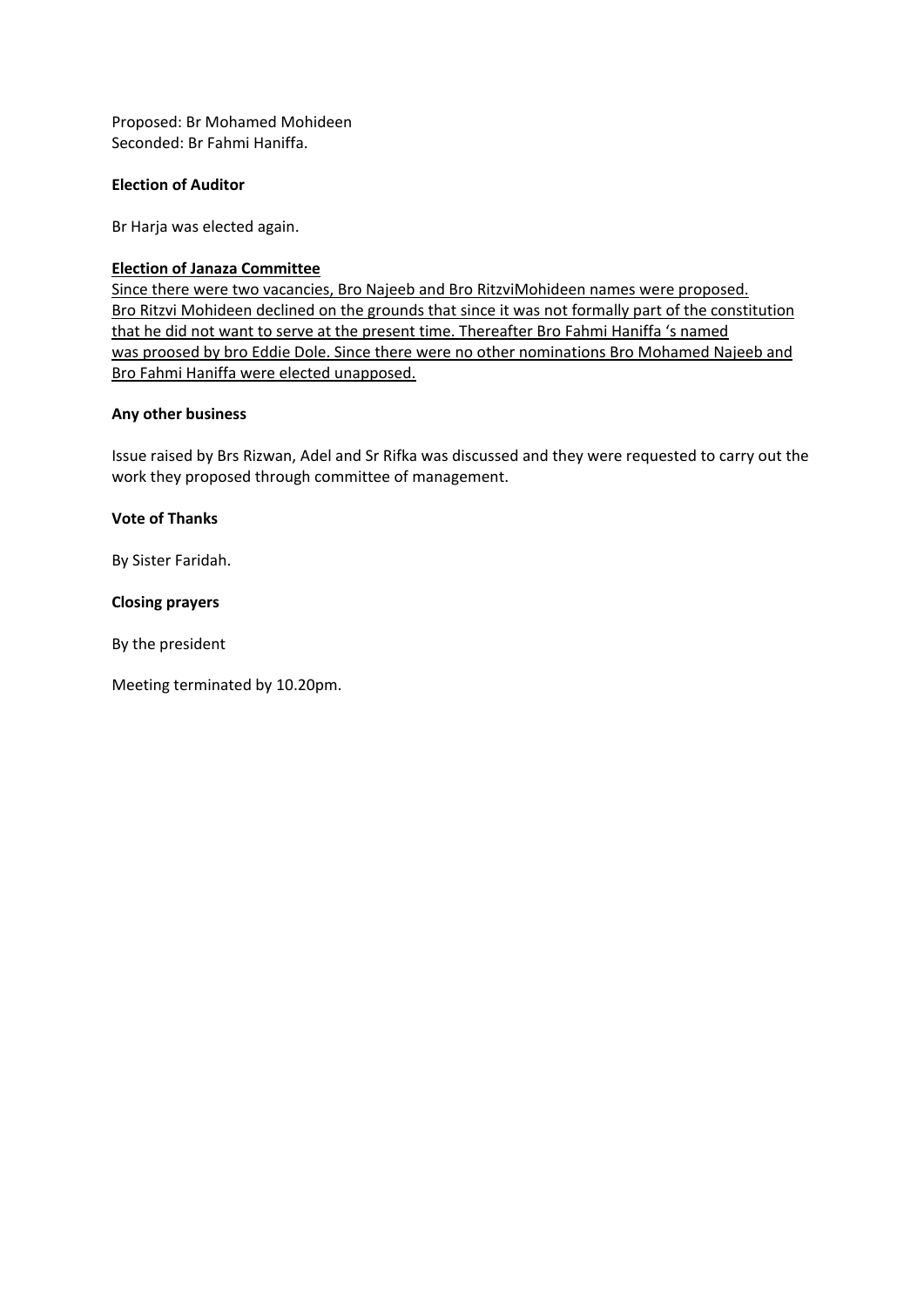Proposed: Br Mohamed Mohideen
Seconded: Br Fahmi Haniffa.

**Election of Auditor**

Br Harja was elected again.

**Election of Janaza Committee**

Since there were two vacancies, Bro Najeeb and Bro RitzviMohideen names were proposed. Bro Ritzvi Mohideen declined on the grounds that since it was not formally part of the constitution that he did not want to serve at the present time. Thereafter Bro Fahmi Haniffa 's named was proosed by bro Eddie Dole. Since there were no other nominations Bro Mohamed Najeeb and Bro Fahmi Haniffa were elected unapposed.

**Any other business**

Issue raised by Brs Rizwan, Adel and Sr Rifka was discussed and they were requested to carry out the work they proposed through committee of management.

**Vote of Thanks**

By Sister Faridah.

**Closing prayers**

By the president

Meeting terminated by 10.20pm.